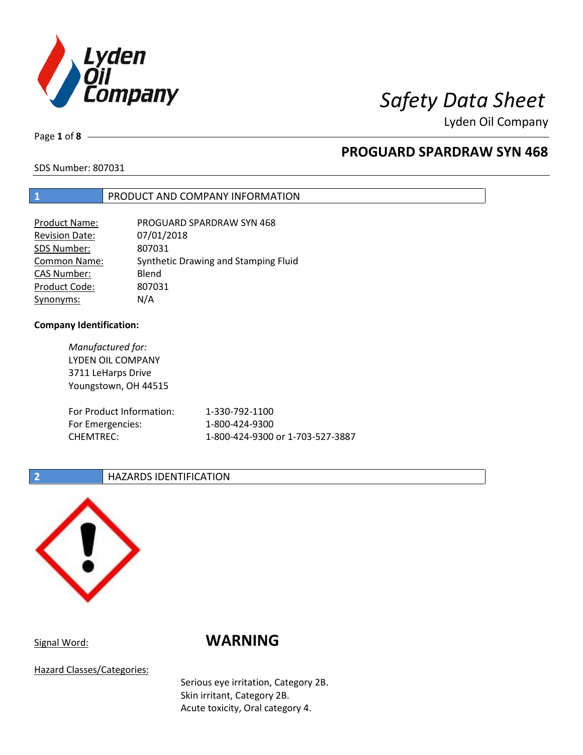# Safety Data Sheet

Lyden Oil Company

## PROGUARD SPARDRAW SYN 468

SDS Number: 807031

## 1 PRODUCT AND COMPANY INFORMATION

| | |
|---|---|
| Product Name: | PROGUARD SPARDRAW SYN 468 |
| Revision Date: | 07/01/2018 |
| SDS Number: | 807031 |
| Common Name: | Synthetic Drawing and Stamping Fluid |
| CAS Number: | Blend |
| Product Code: | 807031 |
| Synonyms: | N/A |

**Company Identification:**

*Manufactured for:*
LYDEN OIL COMPANY
3711 LeHarps Drive
Youngstown, OH 44515

| | |
|---|---|
| For Product Information: | 1-330-792-1100 |
| For Emergencies: | 1-800-424-9300 |
| CHEMTREC: | 1-800-424-9300 or 1-703-527-3887 |

## 2 HAZARDS IDENTIFICATION

Signal Word: **WARNING**

Hazard Classes/Categories:

Serious eye irritation, Category 2B.
Skin irritant, Category 2B.
Acute toxicity, Oral category 4.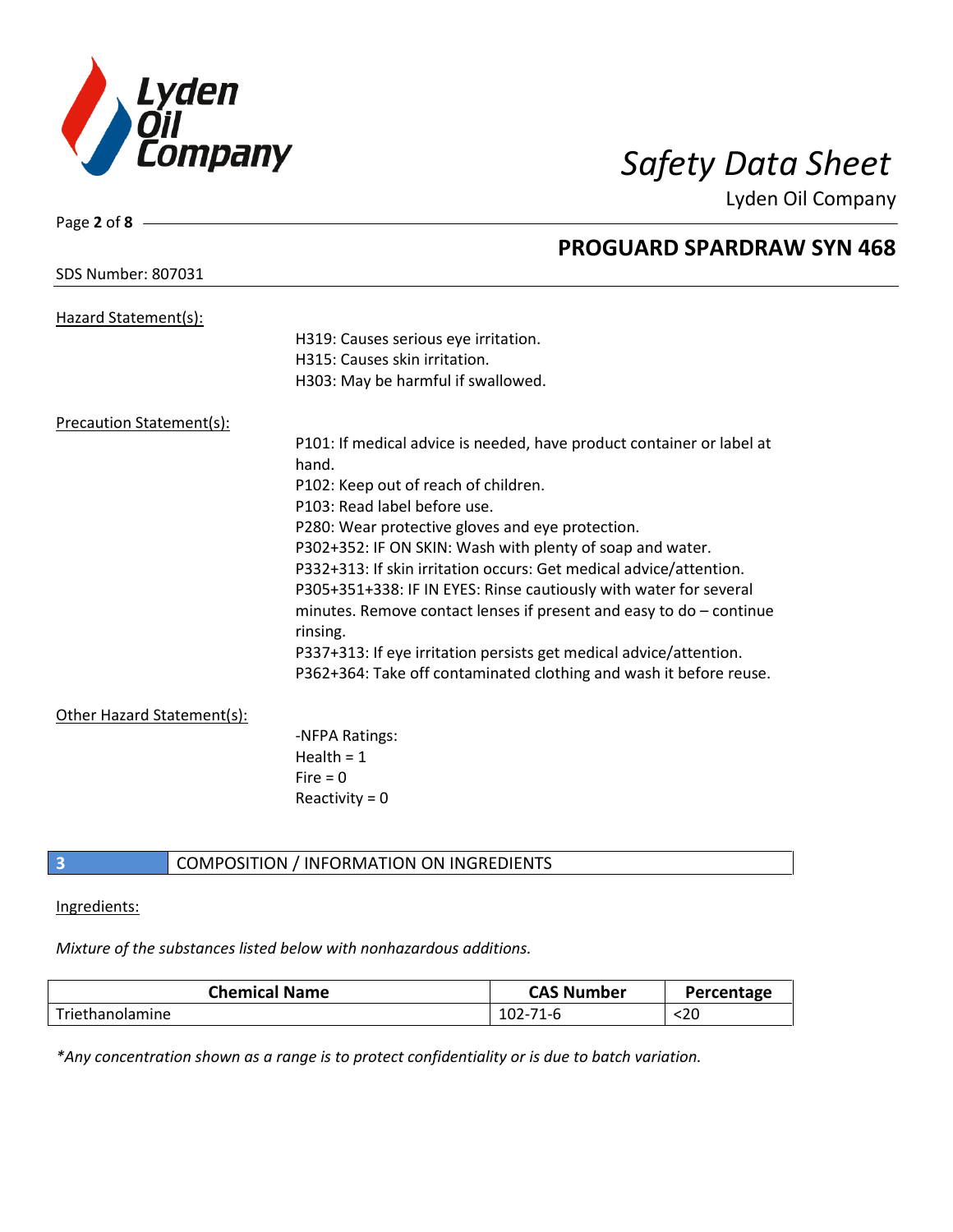Hazard Statement(s):

H319: Causes serious eye irritation.
H315: Causes skin irritation.
H303: May be harmful if swallowed.

Precaution Statement(s):

P101: If medical advice is needed, have product container or label at hand.
P102: Keep out of reach of children.
P103: Read label before use.
P280: Wear protective gloves and eye protection.
P302+352: IF ON SKIN: Wash with plenty of soap and water.
P332+313: If skin irritation occurs: Get medical advice/attention.
P305+351+338: IF IN EYES: Rinse cautiously with water for several minutes. Remove contact lenses if present and easy to do – continue rinsing.
P337+313: If eye irritation persists get medical advice/attention.
P362+364: Take off contaminated clothing and wash it before reuse.

Other Hazard Statement(s):

-NFPA Ratings:
Health = 1
Fire = 0
Reactivity = 0

## 3 COMPOSITION / INFORMATION ON INGREDIENTS

Ingredients:

*Mixture of the substances listed below with nonhazardous additions.*

| Chemical Name | CAS Number | Percentage |
|---|---|---|
| Triethanolamine | 102-71-6 | <20 |

*\*Any concentration shown as a range is to protect confidentiality or is due to batch variation.*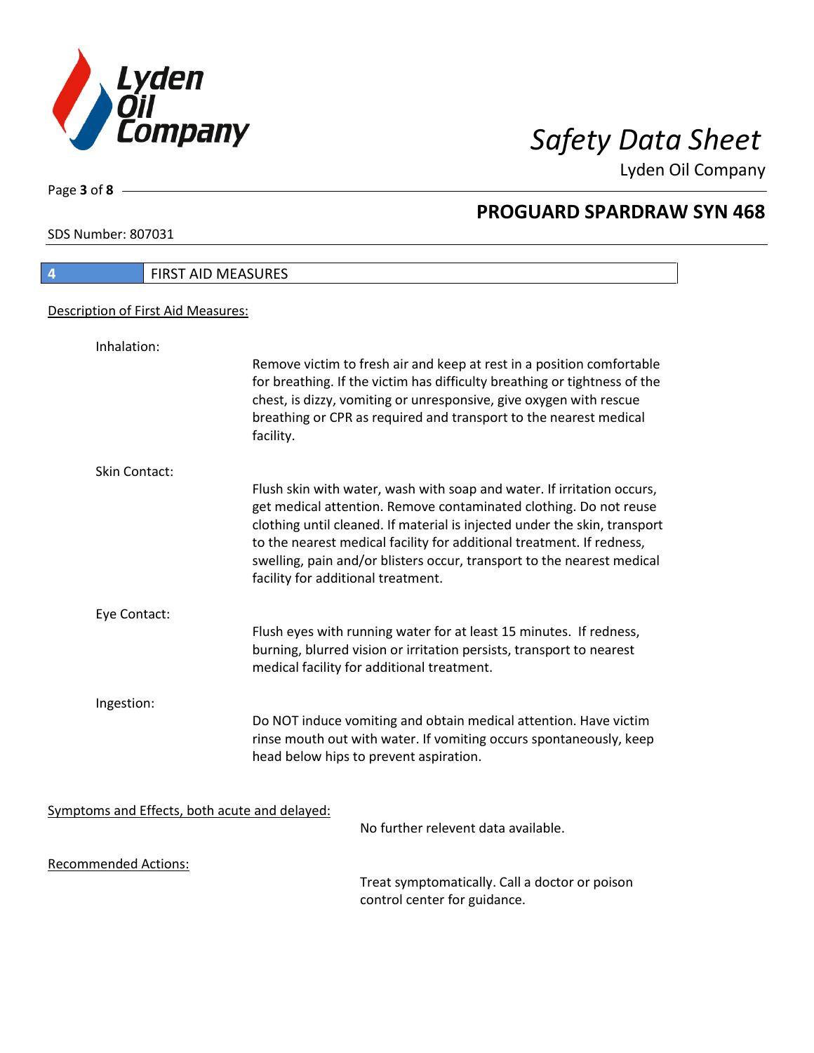## 4 FIRST AID MEASURES

### Description of First Aid Measures:

**Inhalation:**

Remove victim to fresh air and keep at rest in a position comfortable for breathing. If the victim has difficulty breathing or tightness of the chest, is dizzy, vomiting or unresponsive, give oxygen with rescue breathing or CPR as required and transport to the nearest medical facility.

**Skin Contact:**

Flush skin with water, wash with soap and water. If irritation occurs, get medical attention. Remove contaminated clothing. Do not reuse clothing until cleaned. If material is injected under the skin, transport to the nearest medical facility for additional treatment. If redness, swelling, pain and/or blisters occur, transport to the nearest medical facility for additional treatment.

**Eye Contact:**

Flush eyes with running water for at least 15 minutes. If redness, burning, blurred vision or irritation persists, transport to nearest medical facility for additional treatment.

**Ingestion:**

Do NOT induce vomiting and obtain medical attention. Have victim rinse mouth out with water. If vomiting occurs spontaneously, keep head below hips to prevent aspiration.

### Symptoms and Effects, both acute and delayed:

No further relevent data available.

### Recommended Actions:

Treat symptomatically. Call a doctor or poison control center for guidance.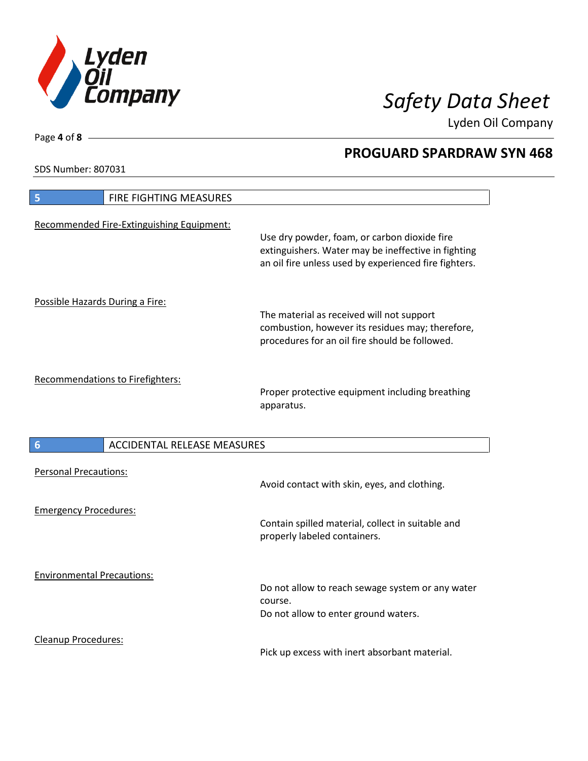## 5 FIRE FIGHTING MEASURES

Recommended Fire-Extinguishing Equipment:

Use dry powder, foam, or carbon dioxide fire extinguishers. Water may be ineffective in fighting an oil fire unless used by experienced fire fighters.

Possible Hazards During a Fire:

The material as received will not support combustion, however its residues may; therefore, procedures for an oil fire should be followed.

Recommendations to Firefighters:

Proper protective equipment including breathing apparatus.

## 6 ACCIDENTAL RELEASE MEASURES

Personal Precautions:

Avoid contact with skin, eyes, and clothing.

Emergency Procedures:

Contain spilled material, collect in suitable and properly labeled containers.

Environmental Precautions:

Do not allow to reach sewage system or any water course.
Do not allow to enter ground waters.

Cleanup Procedures:

Pick up excess with inert absorbant material.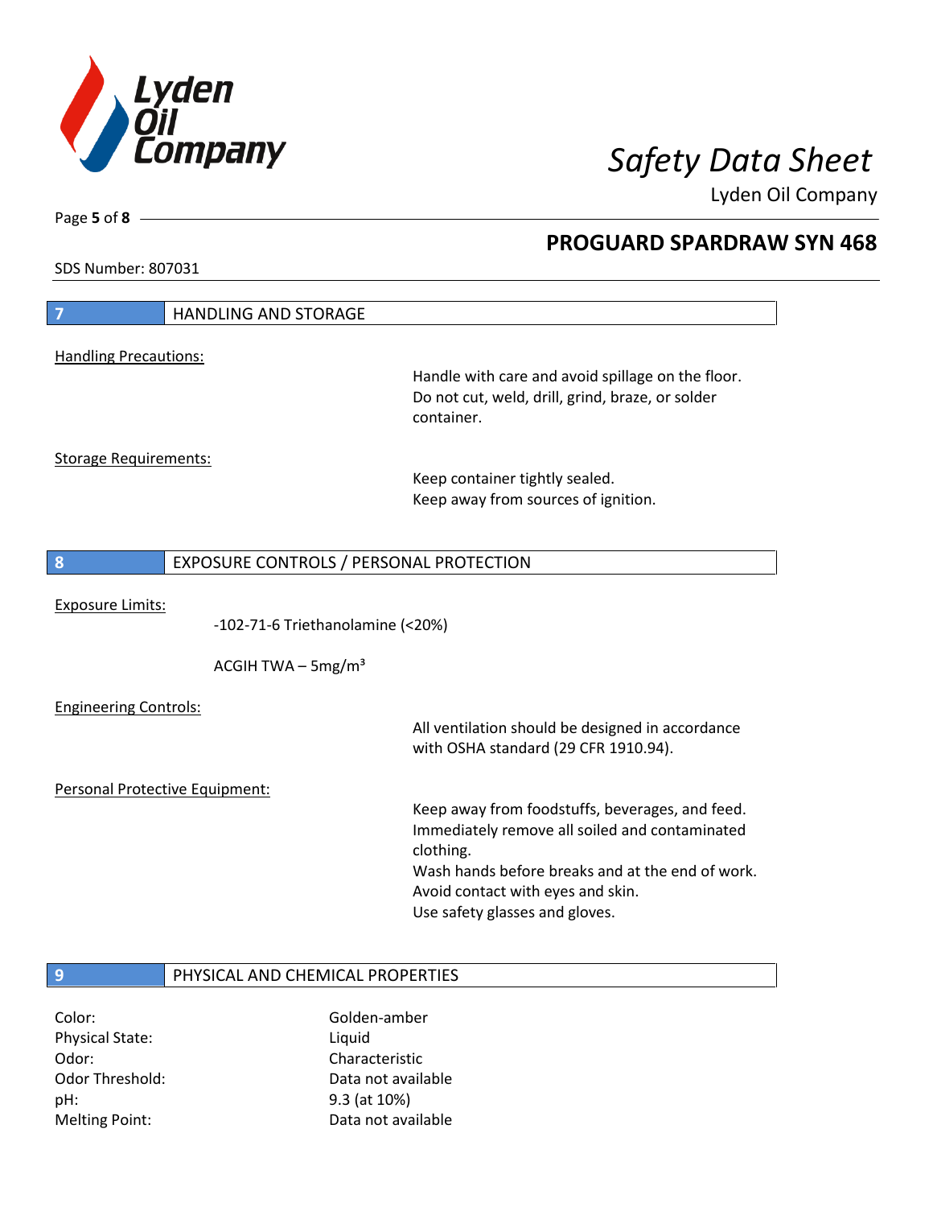## 7 HANDLING AND STORAGE

Handling Precautions:

Handle with care and avoid spillage on the floor. Do not cut, weld, drill, grind, braze, or solder container.

Storage Requirements:

Keep container tightly sealed.
Keep away from sources of ignition.

## 8 EXPOSURE CONTROLS / PERSONAL PROTECTION

Exposure Limits:

-102-71-6 Triethanolamine (<20%)

ACGIH TWA – 5mg/m³

Engineering Controls:

All ventilation should be designed in accordance with OSHA standard (29 CFR 1910.94).

Personal Protective Equipment:

Keep away from foodstuffs, beverages, and feed.
Immediately remove all soiled and contaminated clothing.
Wash hands before breaks and at the end of work.
Avoid contact with eyes and skin.
Use safety glasses and gloves.

## 9 PHYSICAL AND CHEMICAL PROPERTIES

| | |
|---|---|
| Color: | Golden-amber |
| Physical State: | Liquid |
| Odor: | Characteristic |
| Odor Threshold: | Data not available |
| pH: | 9.3 (at 10%) |
| Melting Point: | Data not available |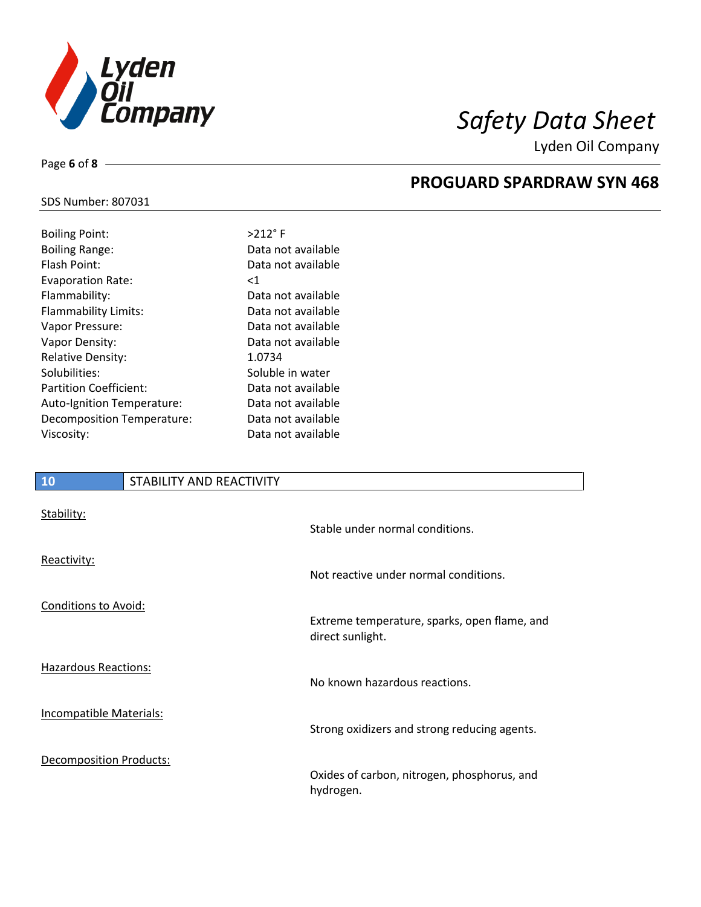| Property | Value |
| --- | --- |
| Boiling Point: | >212° F |
| Boiling Range: | Data not available |
| Flash Point: | Data not available |
| Evaporation Rate: | <1 |
| Flammability: | Data not available |
| Flammability Limits: | Data not available |
| Vapor Pressure: | Data not available |
| Vapor Density: | Data not available |
| Relative Density: | 1.0734 |
| Solubilities: | Soluble in water |
| Partition Coefficient: | Data not available |
| Auto-Ignition Temperature: | Data not available |
| Decomposition Temperature: | Data not available |
| Viscosity: | Data not available |

## 10 STABILITY AND REACTIVITY

Stability:

Stable under normal conditions.

Reactivity:

Not reactive under normal conditions.

Conditions to Avoid:

Extreme temperature, sparks, open flame, and direct sunlight.

Hazardous Reactions:

No known hazardous reactions.

Incompatible Materials:

Strong oxidizers and strong reducing agents.

Decomposition Products:

Oxides of carbon, nitrogen, phosphorus, and hydrogen.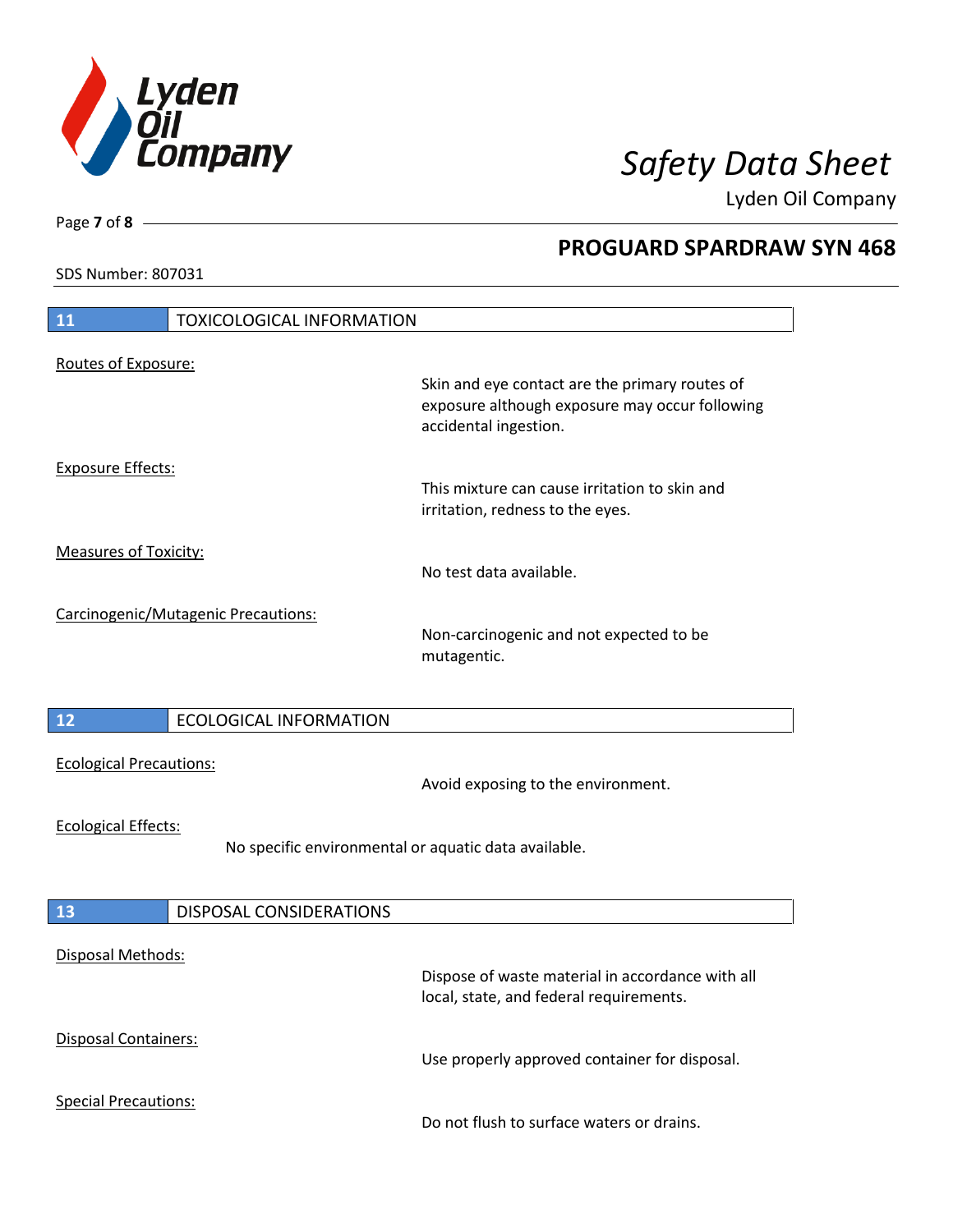## 11 TOXICOLOGICAL INFORMATION

Routes of Exposure:

Skin and eye contact are the primary routes of exposure although exposure may occur following accidental ingestion.

Exposure Effects:

This mixture can cause irritation to skin and irritation, redness to the eyes.

Measures of Toxicity:

No test data available.

Carcinogenic/Mutagenic Precautions:

Non-carcinogenic and not expected to be mutagentic.

## 12 ECOLOGICAL INFORMATION

Ecological Precautions:

Avoid exposing to the environment.

Ecological Effects:

No specific environmental or aquatic data available.

## 13 DISPOSAL CONSIDERATIONS

Disposal Methods:

Dispose of waste material in accordance with all local, state, and federal requirements.

Disposal Containers:

Use properly approved container for disposal.

Special Precautions:

Do not flush to surface waters or drains.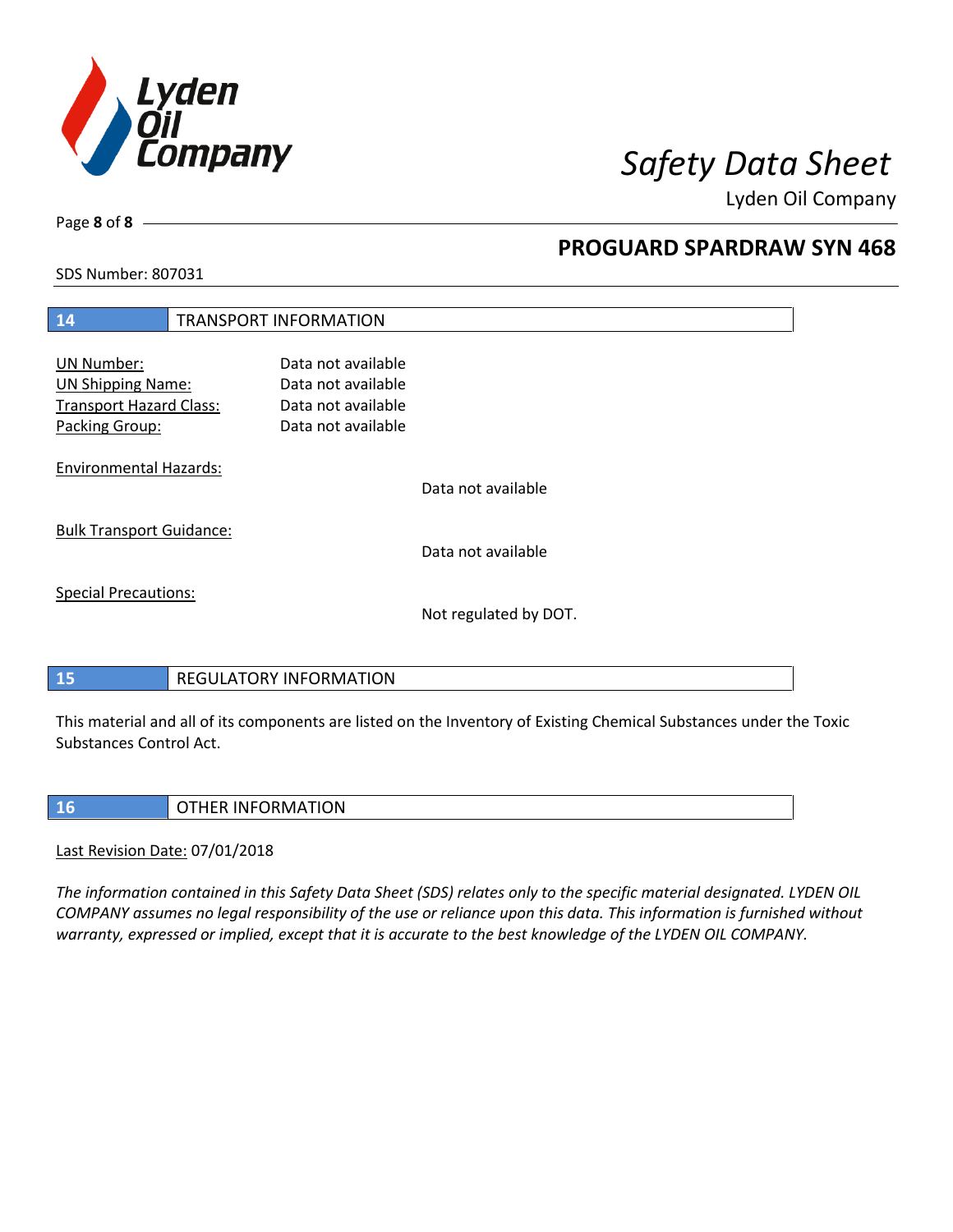## PROGUARD SPARDRAW SYN 468

SDS Number: 807031

## 14 TRANSPORT INFORMATION

UN Number: Data not available
UN Shipping Name: Data not available
Transport Hazard Class: Data not available
Packing Group: Data not available

Environmental Hazards: Data not available

Bulk Transport Guidance: Data not available

Special Precautions: Not regulated by DOT.

## 15 REGULATORY INFORMATION

This material and all of its components are listed on the Inventory of Existing Chemical Substances under the Toxic Substances Control Act.

## 16 OTHER INFORMATION

Last Revision Date: 07/01/2018

*The information contained in this Safety Data Sheet (SDS) relates only to the specific material designated. LYDEN OIL COMPANY assumes no legal responsibility of the use or reliance upon this data. This information is furnished without warranty, expressed or implied, except that it is accurate to the best knowledge of the LYDEN OIL COMPANY.*